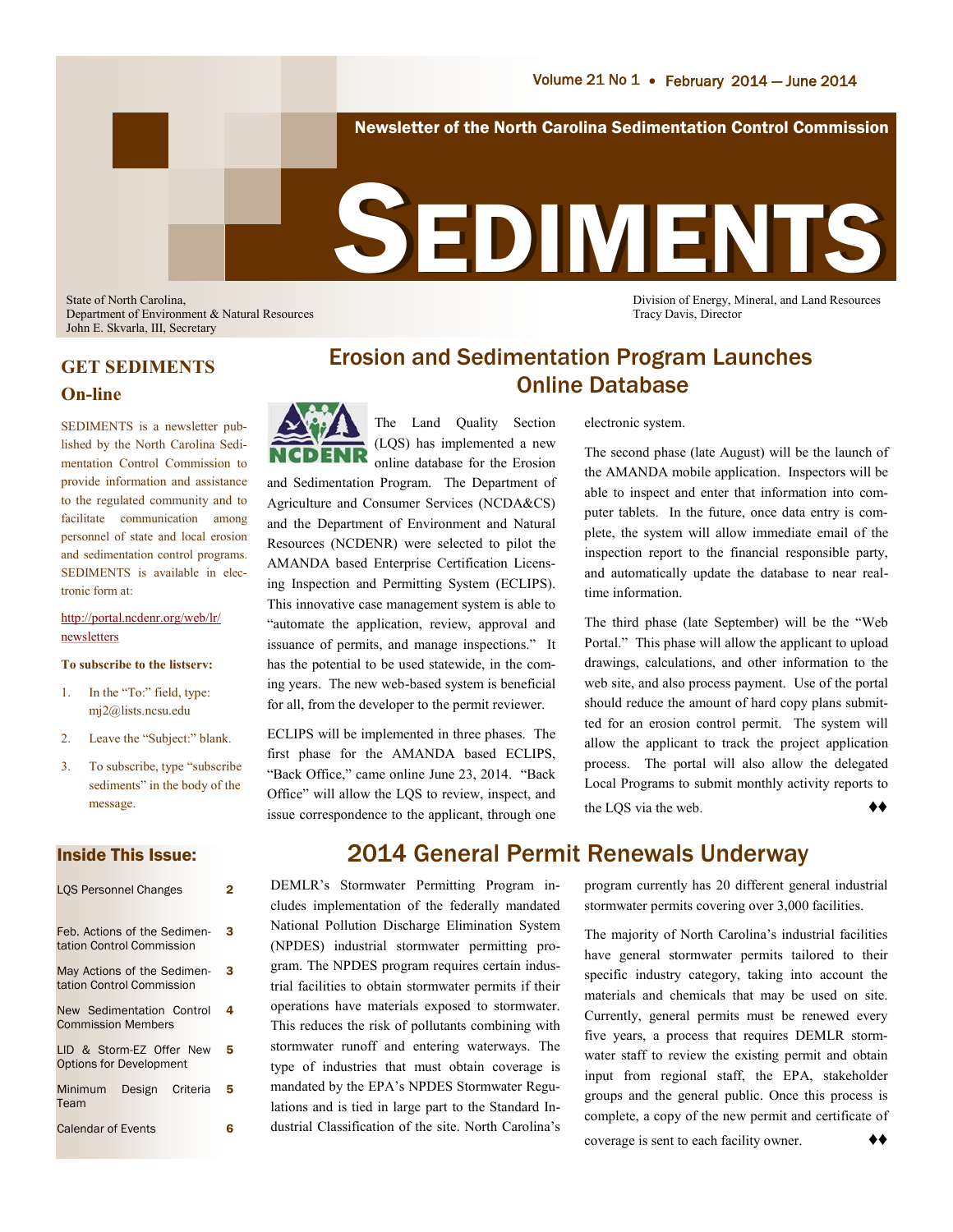Volume 21 No 1 • February 2014 — June 2014

Newsletter of the North Carolina Sedimentation Control Commission

# SEDIMENTS

State of North Carolina,
Department of Environment & Natural Resources
John E. Skvarla, III, Secretary

Division of Energy, Mineral, and Land Resources
Tracy Davis, Director

## GET SEDIMENTS On-line

SEDIMENTS is a newsletter published by the North Carolina Sedimentation Control Commission to provide information and assistance to the regulated community and to facilitate communication among personnel of state and local erosion and sedimentation control programs. SEDIMENTS is available in electronic form at:

http://portal.ncdenr.org/web/lr/newsletters

**To subscribe to the listserv:**

1. In the "To:" field, type: mj2@lists.ncsu.edu
2. Leave the "Subject:" blank.
3. To subscribe, type "subscribe sediments" in the body of the message.

## Inside This Issue:

| | |
|---|---|
| LQS Personnel Changes | 2 |
| Feb. Actions of the Sedimentation Control Commission | 3 |
| May Actions of the Sedimentation Control Commission | 3 |
| New Sedimentation Control Commission Members | 4 |
| LID & Storm-EZ Offer New Options for Development | 5 |
| Minimum Design Criteria Team | 5 |
| Calendar of Events | 6 |

## Erosion and Sedimentation Program Launches Online Database

The Land Quality Section (LQS) has implemented a new online database for the Erosion and Sedimentation Program. The Department of Agriculture and Consumer Services (NCDA&CS) and the Department of Environment and Natural Resources (NCDENR) were selected to pilot the AMANDA based Enterprise Certification Licensing Inspection and Permitting System (ECLIPS). This innovative case management system is able to "automate the application, review, approval and issuance of permits, and manage inspections." It has the potential to be used statewide, in the coming years. The new web-based system is beneficial for all, from the developer to the permit reviewer.

ECLIPS will be implemented in three phases. The first phase for the AMANDA based ECLIPS, "Back Office," came online June 23, 2014. "Back Office" will allow the LQS to review, inspect, and issue correspondence to the applicant, through one electronic system.

The second phase (late August) will be the launch of the AMANDA mobile application. Inspectors will be able to inspect and enter that information into computer tablets. In the future, once data entry is complete, the system will allow immediate email of the inspection report to the financial responsible party, and automatically update the database to near real-time information.

The third phase (late September) will be the "Web Portal." This phase will allow the applicant to upload drawings, calculations, and other information to the web site, and also process payment. Use of the portal should reduce the amount of hard copy plans submitted for an erosion control permit. The system will allow the applicant to track the project application process. The portal will also allow the delegated Local Programs to submit monthly activity reports to the LQS via the web. ♦♦

## 2014 General Permit Renewals Underway

DEMLR's Stormwater Permitting Program includes implementation of the federally mandated National Pollution Discharge Elimination System (NPDES) industrial stormwater permitting program. The NPDES program requires certain industrial facilities to obtain stormwater permits if their operations have materials exposed to stormwater. This reduces the risk of pollutants combining with stormwater runoff and entering waterways. The type of industries that must obtain coverage is mandated by the EPA's NPDES Stormwater Regulations and is tied in large part to the Standard Industrial Classification of the site. North Carolina's program currently has 20 different general industrial stormwater permits covering over 3,000 facilities.

The majority of North Carolina's industrial facilities have general stormwater permits tailored to their specific industry category, taking into account the materials and chemicals that may be used on site. Currently, general permits must be renewed every five years, a process that requires DEMLR stormwater staff to review the existing permit and obtain input from regional staff, the EPA, stakeholder groups and the general public. Once this process is complete, a copy of the new permit and certificate of coverage is sent to each facility owner. ♦♦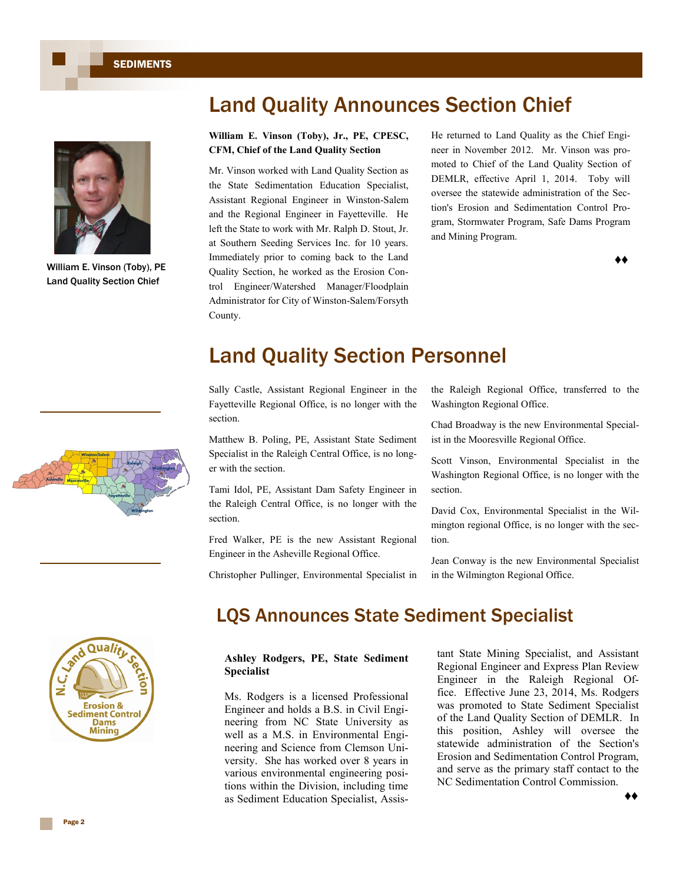## Land Quality Announces Section Chief

William E. Vinson (Toby), PE
Land Quality Section Chief

**William E. Vinson (Toby), Jr., PE, CPESC, CFM, Chief of the Land Quality Section**

Mr. Vinson worked with Land Quality Section as the State Sedimentation Education Specialist, Assistant Regional Engineer in Winston-Salem and the Regional Engineer in Fayetteville. He left the State to work with Mr. Ralph D. Stout, Jr. at Southern Seeding Services Inc. for 10 years. Immediately prior to coming back to the Land Quality Section, he worked as the Erosion Control Engineer/Watershed Manager/Floodplain Administrator for City of Winston-Salem/Forsyth County.

He returned to Land Quality as the Chief Engineer in November 2012. Mr. Vinson was promoted to Chief of the Land Quality Section of DEMLR, effective April 1, 2014. Toby will oversee the statewide administration of the Section's Erosion and Sedimentation Control Program, Stormwater Program, Safe Dams Program and Mining Program.

♦♦

## Land Quality Section Personnel

Sally Castle, Assistant Regional Engineer in the Fayetteville Regional Office, is no longer with the section.

Matthew B. Poling, PE, Assistant State Sediment Specialist in the Raleigh Central Office, is no longer with the section.

Tami Idol, PE, Assistant Dam Safety Engineer in the Raleigh Central Office, is no longer with the section.

Fred Walker, PE is the new Assistant Regional Engineer in the Asheville Regional Office.

Christopher Pullinger, Environmental Specialist in the Raleigh Regional Office, transferred to the Washington Regional Office.

Chad Broadway is the new Environmental Specialist in the Mooresville Regional Office.

Scott Vinson, Environmental Specialist in the Washington Regional Office, is no longer with the section.

David Cox, Environmental Specialist in the Wilmington regional Office, is no longer with the section.

Jean Conway is the new Environmental Specialist in the Wilmington Regional Office.

## LQS Announces State Sediment Specialist

**Ashley Rodgers, PE, State Sediment Specialist**

Ms. Rodgers is a licensed Professional Engineer and holds a B.S. in Civil Engineering from NC State University as well as a M.S. in Environmental Engineering and Science from Clemson University. She has worked over 8 years in various environmental engineering positions within the Division, including time as Sediment Education Specialist, Assistant State Mining Specialist, and Assistant Regional Engineer and Express Plan Review Engineer in the Raleigh Regional Office. Effective June 23, 2014, Ms. Rodgers was promoted to State Sediment Specialist of the Land Quality Section of DEMLR. In this position, Ashley will oversee the statewide administration of the Section's Erosion and Sedimentation Control Program, and serve as the primary staff contact to the NC Sedimentation Control Commission.

♦♦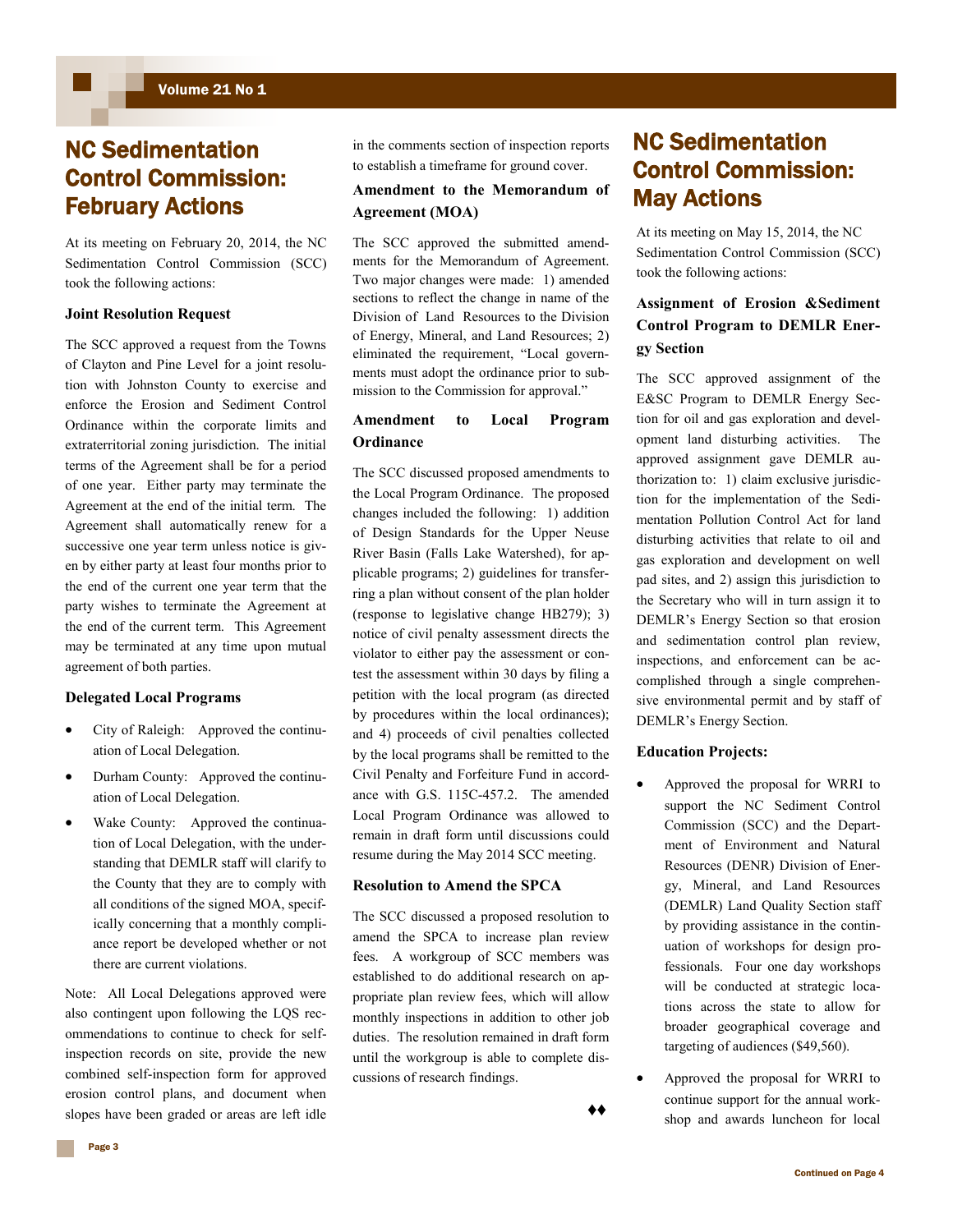# NC Sedimentation Control Commission: February Actions

At its meeting on February 20, 2014, the NC Sedimentation Control Commission (SCC) took the following actions:

### Joint Resolution Request

The SCC approved a request from the Towns of Clayton and Pine Level for a joint resolution with Johnston County to exercise and enforce the Erosion and Sediment Control Ordinance within the corporate limits and extraterritorial zoning jurisdiction. The initial terms of the Agreement shall be for a period of one year. Either party may terminate the Agreement at the end of the initial term. The Agreement shall automatically renew for a successive one year term unless notice is given by either party at least four months prior to the end of the current one year term that the party wishes to terminate the Agreement at the end of the current term. This Agreement may be terminated at any time upon mutual agreement of both parties.

### Delegated Local Programs

- City of Raleigh: Approved the continuation of Local Delegation.
- Durham County: Approved the continuation of Local Delegation.
- Wake County: Approved the continuation of Local Delegation, with the understanding that DEMLR staff will clarify to the County that they are to comply with all conditions of the signed MOA, specifically concerning that a monthly compliance report be developed whether or not there are current violations.

Note: All Local Delegations approved were also contingent upon following the LQS recommendations to continue to check for self-inspection records on site, provide the new combined self-inspection form for approved erosion control plans, and document when slopes have been graded or areas are left idle in the comments section of inspection reports to establish a timeframe for ground cover.

### Amendment to the Memorandum of Agreement (MOA)

The SCC approved the submitted amendments for the Memorandum of Agreement. Two major changes were made: 1) amended sections to reflect the change in name of the Division of Land Resources to the Division of Energy, Mineral, and Land Resources; 2) eliminated the requirement, "Local governments must adopt the ordinance prior to submission to the Commission for approval."

### Amendment to Local Program Ordinance

The SCC discussed proposed amendments to the Local Program Ordinance. The proposed changes included the following: 1) addition of Design Standards for the Upper Neuse River Basin (Falls Lake Watershed), for applicable programs; 2) guidelines for transferring a plan without consent of the plan holder (response to legislative change HB279); 3) notice of civil penalty assessment directs the violator to either pay the assessment or contest the assessment within 30 days by filing a petition with the local program (as directed by procedures within the local ordinances); and 4) proceeds of civil penalties collected by the local programs shall be remitted to the Civil Penalty and Forfeiture Fund in accordance with G.S. 115C-457.2. The amended Local Program Ordinance was allowed to remain in draft form until discussions could resume during the May 2014 SCC meeting.

### Resolution to Amend the SPCA

The SCC discussed a proposed resolution to amend the SPCA to increase plan review fees. A workgroup of SCC members was established to do additional research on appropriate plan review fees, which will allow monthly inspections in addition to other job duties. The resolution remained in draft form until the workgroup is able to complete discussions of research findings.

♦♦

# NC Sedimentation Control Commission: May Actions

At its meeting on May 15, 2014, the NC Sedimentation Control Commission (SCC) took the following actions:

### Assignment of Erosion &Sediment Control Program to DEMLR Energy Section

The SCC approved assignment of the E&SC Program to DEMLR Energy Section for oil and gas exploration and development land disturbing activities. The approved assignment gave DEMLR authorization to: 1) claim exclusive jurisdiction for the implementation of the Sedimentation Pollution Control Act for land disturbing activities that relate to oil and gas exploration and development on well pad sites, and 2) assign this jurisdiction to the Secretary who will in turn assign it to DEMLR's Energy Section so that erosion and sedimentation control plan review, inspections, and enforcement can be accomplished through a single comprehensive environmental permit and by staff of DEMLR's Energy Section.

### Education Projects:

- Approved the proposal for WRRI to support the NC Sediment Control Commission (SCC) and the Department of Environment and Natural Resources (DENR) Division of Energy, Mineral, and Land Resources (DEMLR) Land Quality Section staff by providing assistance in the continuation of workshops for design professionals. Four one day workshops will be conducted at strategic locations across the state to allow for broader geographical coverage and targeting of audiences ($49,560).
- Approved the proposal for WRRI to continue support for the annual workshop and awards luncheon for local

Continued on Page 4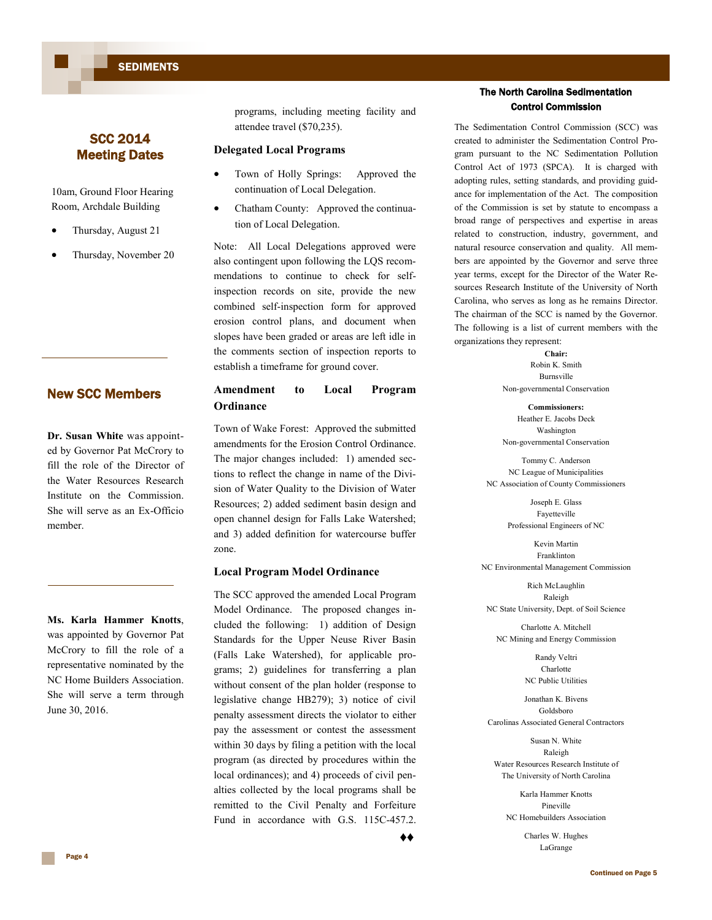## SCC 2014 Meeting Dates

10am, Ground Floor Hearing Room, Archdale Building

- Thursday, August 21
- Thursday, November 20

## New SCC Members

**Dr. Susan White** was appointed by Governor Pat McCrory to fill the role of the Director of the Water Resources Research Institute on the Commission. She will serve as an Ex-Officio member.

**Ms. Karla Hammer Knotts**, was appointed by Governor Pat McCrory to fill the role of a representative nominated by the NC Home Builders Association. She will serve a term through June 30, 2016.

programs, including meeting facility and attendee travel ($70,235).

### Delegated Local Programs

- Town of Holly Springs: Approved the continuation of Local Delegation.
- Chatham County: Approved the continuation of Local Delegation.

Note: All Local Delegations approved were also contingent upon following the LQS recommendations to continue to check for self-inspection records on site, provide the new combined self-inspection form for approved erosion control plans, and document when slopes have been graded or areas are left idle in the comments section of inspection reports to establish a timeframe for ground cover.

### Amendment to Local Program Ordinance

Town of Wake Forest: Approved the submitted amendments for the Erosion Control Ordinance. The major changes included: 1) amended sections to reflect the change in name of the Division of Water Quality to the Division of Water Resources; 2) added sediment basin design and open channel design for Falls Lake Watershed; and 3) added definition for watercourse buffer zone.

### Local Program Model Ordinance

The SCC approved the amended Local Program Model Ordinance. The proposed changes included the following: 1) addition of Design Standards for the Upper Neuse River Basin (Falls Lake Watershed), for applicable programs; 2) guidelines for transferring a plan without consent of the plan holder (response to legislative change HB279); 3) notice of civil penalty assessment directs the violator to either pay the assessment or contest the assessment within 30 days by filing a petition with the local program (as directed by procedures within the local ordinances); and 4) proceeds of civil penalties collected by the local programs shall be remitted to the Civil Penalty and Forfeiture Fund in accordance with G.S. 115C-457.2.

♦♦

## The North Carolina Sedimentation Control Commission

The Sedimentation Control Commission (SCC) was created to administer the Sedimentation Control Program pursuant to the NC Sedimentation Pollution Control Act of 1973 (SPCA). It is charged with adopting rules, setting standards, and providing guidance for implementation of the Act. The composition of the Commission is set by statute to encompass a broad range of perspectives and expertise in areas related to construction, industry, government, and natural resource conservation and quality. All members are appointed by the Governor and serve three year terms, except for the Director of the Water Resources Research Institute of the University of North Carolina, who serves as long as he remains Director. The chairman of the SCC is named by the Governor. The following is a list of current members with the organizations they represent:

**Chair:**
Robin K. Smith
Burnsville
Non-governmental Conservation

**Commissioners:**
Heather E. Jacobs Deck
Washington
Non-governmental Conservation

Tommy C. Anderson
NC League of Municipalities
NC Association of County Commissioners

Joseph E. Glass
Fayetteville
Professional Engineers of NC

Kevin Martin
Franklinton
NC Environmental Management Commission

Rich McLaughlin
Raleigh
NC State University, Dept. of Soil Science

Charlotte A. Mitchell
NC Mining and Energy Commission

Randy Veltri
Charlotte
NC Public Utilities

Jonathan K. Bivens
Goldsboro
Carolinas Associated General Contractors

Susan N. White
Raleigh
Water Resources Research Institute of The University of North Carolina

Karla Hammer Knotts
Pineville
NC Homebuilders Association

Charles W. Hughes
LaGrange

Continued on Page 5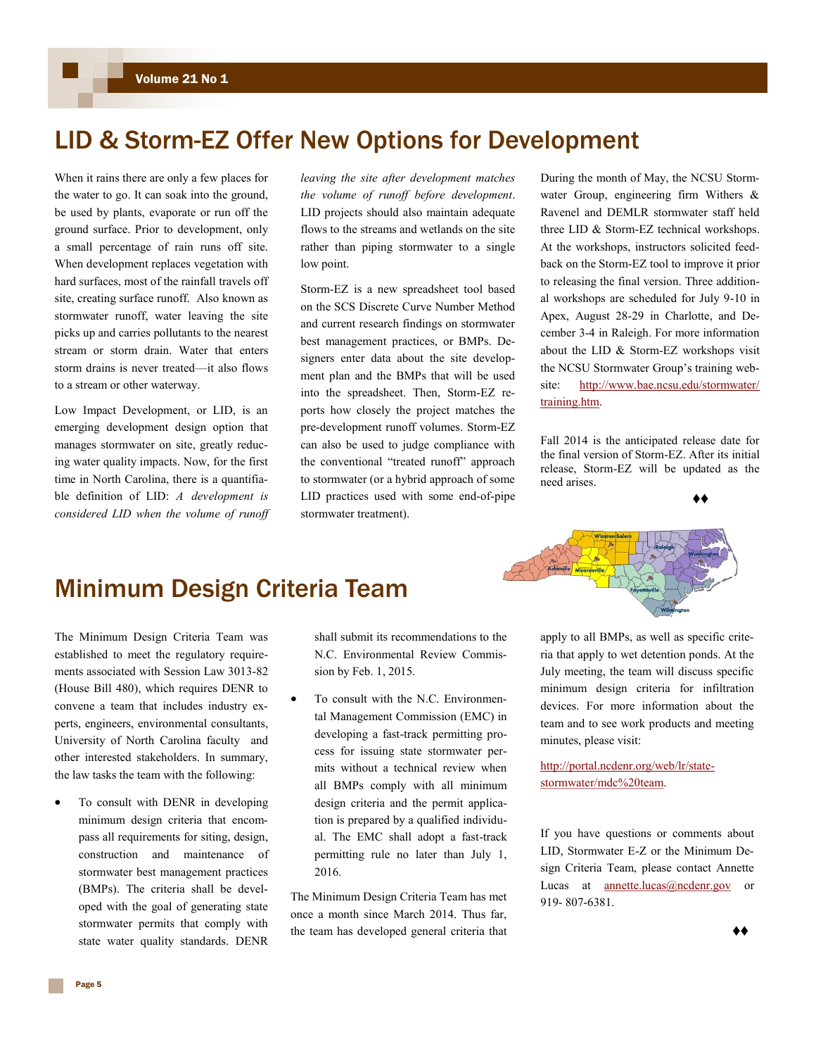# LID & Storm-EZ Offer New Options for Development

When it rains there are only a few places for the water to go. It can soak into the ground, be used by plants, evaporate or run off the ground surface. Prior to development, only a small percentage of rain runs off site. When development replaces vegetation with hard surfaces, most of the rainfall travels off site, creating surface runoff. Also known as stormwater runoff, water leaving the site picks up and carries pollutants to the nearest stream or storm drain. Water that enters storm drains is never treated—it also flows to a stream or other waterway.

Low Impact Development, or LID, is an emerging development design option that manages stormwater on site, greatly reducing water quality impacts. Now, for the first time in North Carolina, there is a quantifiable definition of LID: *A development is considered LID when the volume of runoff leaving the site after development matches the volume of runoff before development*. LID projects should also maintain adequate flows to the streams and wetlands on the site rather than piping stormwater to a single low point.

Storm-EZ is a new spreadsheet tool based on the SCS Discrete Curve Number Method and current research findings on stormwater best management practices, or BMPs. Designers enter data about the site development plan and the BMPs that will be used into the spreadsheet. Then, Storm-EZ reports how closely the project matches the pre-development runoff volumes. Storm-EZ can also be used to judge compliance with the conventional "treated runoff" approach to stormwater (or a hybrid approach of some LID practices used with some end-of-pipe stormwater treatment).

During the month of May, the NCSU Stormwater Group, engineering firm Withers & Ravenel and DEMLR stormwater staff held three LID & Storm-EZ technical workshops. At the workshops, instructors solicited feedback on the Storm-EZ tool to improve it prior to releasing the final version. Three additional workshops are scheduled for July 9-10 in Apex, August 28-29 in Charlotte, and December 3-4 in Raleigh. For more information about the LID & Storm-EZ workshops visit the NCSU Stormwater Group's training website: http://www.bae.ncsu.edu/stormwater/training.htm.

Fall 2014 is the anticipated release date for the final version of Storm-EZ. After its initial release, Storm-EZ will be updated as the need arises.

♦♦

# Minimum Design Criteria Team

The Minimum Design Criteria Team was established to meet the regulatory requirements associated with Session Law 3013-82 (House Bill 480), which requires DENR to convene a team that includes industry experts, engineers, environmental consultants, University of North Carolina faculty and other interested stakeholders. In summary, the law tasks the team with the following:

- To consult with DENR in developing minimum design criteria that encompass all requirements for siting, design, construction and maintenance of stormwater best management practices (BMPs). The criteria shall be developed with the goal of generating state stormwater permits that comply with state water quality standards. DENR shall submit its recommendations to the N.C. Environmental Review Commission by Feb. 1, 2015.
- To consult with the N.C. Environmental Management Commission (EMC) in developing a fast-track permitting process for issuing state stormwater permits without a technical review when all BMPs comply with all minimum design criteria and the permit application is prepared by a qualified individual. The EMC shall adopt a fast-track permitting rule no later than July 1, 2016.

The Minimum Design Criteria Team has met once a month since March 2014. Thus far, the team has developed general criteria that apply to all BMPs, as well as specific criteria that apply to wet detention ponds. At the July meeting, the team will discuss specific minimum design criteria for infiltration devices. For more information about the team and to see work products and meeting minutes, please visit:

http://portal.ncdenr.org/web/lr/state-stormwater/mdc%20team.

If you have questions or comments about LID, Stormwater E-Z or the Minimum Design Criteria Team, please contact Annette Lucas at annette.lucas@ncdenr.gov or 919- 807-6381.

♦♦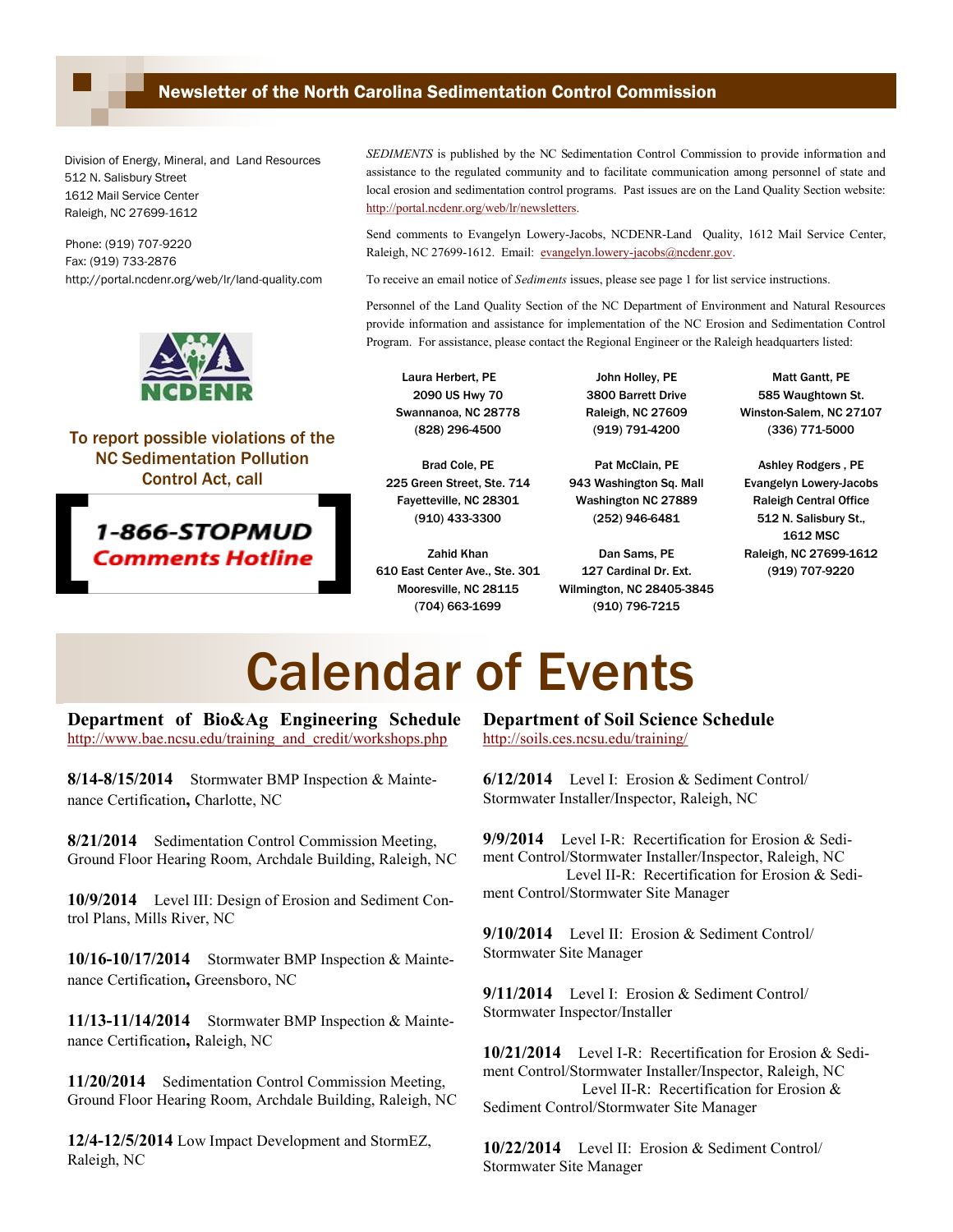## Newsletter of the North Carolina Sedimentation Control Commission

Division of Energy, Mineral, and Land Resources
512 N. Salisbury Street
1612 Mail Service Center
Raleigh, NC 27699-1612

Phone: (919) 707-9220
Fax: (919) 733-2876
http://portal.ncdenr.org/web/lr/land-quality.com

NCDENR

**To report possible violations of the NC Sedimentation Pollution Control Act, call**

**1-866-STOPMUD**
**Comments Hotline**

*SEDIMENTS* is published by the NC Sedimentation Control Commission to provide information and assistance to the regulated community and to facilitate communication among personnel of state and local erosion and sedimentation control programs. Past issues are on the Land Quality Section website: http://portal.ncdenr.org/web/lr/newsletters.

Send comments to Evangelyn Lowery-Jacobs, NCDENR-Land Quality, 1612 Mail Service Center, Raleigh, NC 27699-1612. Email: evangelyn.lowery-jacobs@ncdenr.gov.

To receive an email notice of *Sediments* issues, please see page 1 for list service instructions.

Personnel of the Land Quality Section of the NC Department of Environment and Natural Resources provide information and assistance for implementation of the NC Erosion and Sedimentation Control Program. For assistance, please contact the Regional Engineer or the Raleigh headquarters listed:

| | | |
|---|---|---|
| Laura Herbert, PE<br>2090 US Hwy 70<br>Swannanoa, NC 28778<br>(828) 296-4500 | John Holley, PE<br>3800 Barrett Drive<br>Raleigh, NC 27609<br>(919) 791-4200 | Matt Gantt, PE<br>585 Waughtown St.<br>Winston-Salem, NC 27107<br>(336) 771-5000 |
| Brad Cole, PE<br>225 Green Street, Ste. 714<br>Fayetteville, NC 28301<br>(910) 433-3300 | Pat McClain, PE<br>943 Washington Sq. Mall<br>Washington NC 27889<br>(252) 946-6481 | Ashley Rodgers , PE<br>Evangelyn Lowery-Jacobs<br>Raleigh Central Office<br>512 N. Salisbury St.,<br>1612 MSC<br>Raleigh, NC 27699-1612<br>(919) 707-9220 |
| Zahid Khan<br>610 East Center Ave., Ste. 301<br>Mooresville, NC 28115<br>(704) 663-1699 | Dan Sams, PE<br>127 Cardinal Dr. Ext.<br>Wilmington, NC 28405-3845<br>(910) 796-7215 | |

# Calendar of Events

### Department of Bio&Ag Engineering Schedule

http://www.bae.ncsu.edu/training_and_credit/workshops.php

**8/14-8/15/2014** Stormwater BMP Inspection & Maintenance Certification**,** Charlotte, NC

**8/21/2014** Sedimentation Control Commission Meeting, Ground Floor Hearing Room, Archdale Building, Raleigh, NC

**10/9/2014** Level III: Design of Erosion and Sediment Control Plans, Mills River, NC

**10/16-10/17/2014** Stormwater BMP Inspection & Maintenance Certification**,** Greensboro, NC

**11/13-11/14/2014** Stormwater BMP Inspection & Maintenance Certification**,** Raleigh, NC

**11/20/2014** Sedimentation Control Commission Meeting, Ground Floor Hearing Room, Archdale Building, Raleigh, NC

**12/4-12/5/2014** Low Impact Development and StormEZ, Raleigh, NC

### Department of Soil Science Schedule

http://soils.ces.ncsu.edu/training/

**6/12/2014** Level I: Erosion & Sediment Control/ Stormwater Installer/Inspector, Raleigh, NC

**9/9/2014** Level I-R: Recertification for Erosion & Sediment Control/Stormwater Installer/Inspector, Raleigh, NC
Level II-R: Recertification for Erosion & Sediment Control/Stormwater Site Manager

**9/10/2014** Level II: Erosion & Sediment Control/ Stormwater Site Manager

**9/11/2014** Level I: Erosion & Sediment Control/ Stormwater Inspector/Installer

**10/21/2014** Level I-R: Recertification for Erosion & Sediment Control/Stormwater Installer/Inspector, Raleigh, NC
Level II-R: Recertification for Erosion & Sediment Control/Stormwater Site Manager

**10/22/2014** Level II: Erosion & Sediment Control/ Stormwater Site Manager